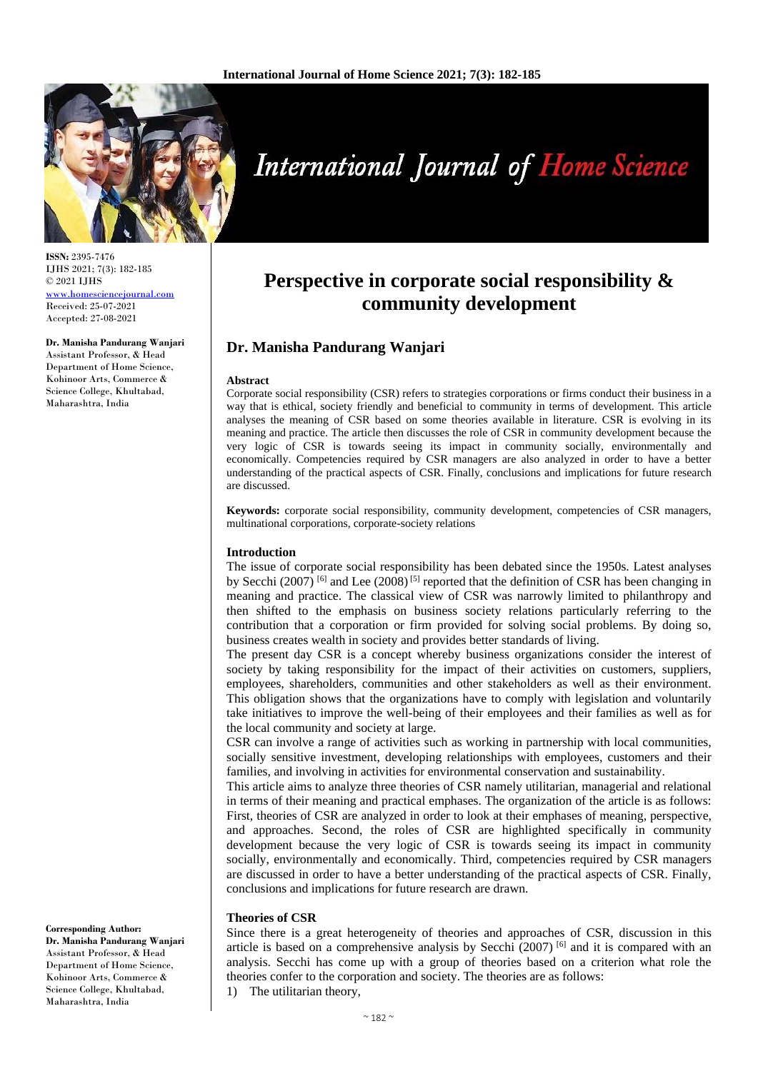**ISSN:** 2395-7476
IJHS 2021; 7(3): 182-185
© 2021 IJHS
www.homesciencejournal.com
Received: 25-07-2021
Accepted: 27-08-2021

**Dr. Manisha Pandurang Wanjari**
Assistant Professor, & Head Department of Home Science, Kohinoor Arts, Commerce & Science College, Khultabad, Maharashtra, India

**Corresponding Author:**
**Dr. Manisha Pandurang Wanjari**
Assistant Professor, & Head Department of Home Science, Kohinoor Arts, Commerce & Science College, Khultabad, Maharashtra, India

# Perspective in corporate social responsibility & community development

## Dr. Manisha Pandurang Wanjari

### Abstract

Corporate social responsibility (CSR) refers to strategies corporations or firms conduct their business in a way that is ethical, society friendly and beneficial to community in terms of development. This article analyses the meaning of CSR based on some theories available in literature. CSR is evolving in its meaning and practice. The article then discusses the role of CSR in community development because the very logic of CSR is towards seeing its impact in community socially, environmentally and economically. Competencies required by CSR managers are also analyzed in order to have a better understanding of the practical aspects of CSR. Finally, conclusions and implications for future research are discussed.

**Keywords:** corporate social responsibility, community development, competencies of CSR managers, multinational corporations, corporate-society relations

### Introduction

The issue of corporate social responsibility has been debated since the 1950s. Latest analyses by Secchi (2007) [6] and Lee (2008) [5] reported that the definition of CSR has been changing in meaning and practice. The classical view of CSR was narrowly limited to philanthropy and then shifted to the emphasis on business society relations particularly referring to the contribution that a corporation or firm provided for solving social problems. By doing so, business creates wealth in society and provides better standards of living.

The present day CSR is a concept whereby business organizations consider the interest of society by taking responsibility for the impact of their activities on customers, suppliers, employees, shareholders, communities and other stakeholders as well as their environment. This obligation shows that the organizations have to comply with legislation and voluntarily take initiatives to improve the well-being of their employees and their families as well as for the local community and society at large.

CSR can involve a range of activities such as working in partnership with local communities, socially sensitive investment, developing relationships with employees, customers and their families, and involving in activities for environmental conservation and sustainability.

This article aims to analyze three theories of CSR namely utilitarian, managerial and relational in terms of their meaning and practical emphases. The organization of the article is as follows: First, theories of CSR are analyzed in order to look at their emphases of meaning, perspective, and approaches. Second, the roles of CSR are highlighted specifically in community development because the very logic of CSR is towards seeing its impact in community socially, environmentally and economically. Third, competencies required by CSR managers are discussed in order to have a better understanding of the practical aspects of CSR. Finally, conclusions and implications for future research are drawn.

### Theories of CSR

Since there is a great heterogeneity of theories and approaches of CSR, discussion in this article is based on a comprehensive analysis by Secchi (2007) [6] and it is compared with an analysis. Secchi has come up with a group of theories based on a criterion what role the theories confer to the corporation and society. The theories are as follows:

1) The utilitarian theory,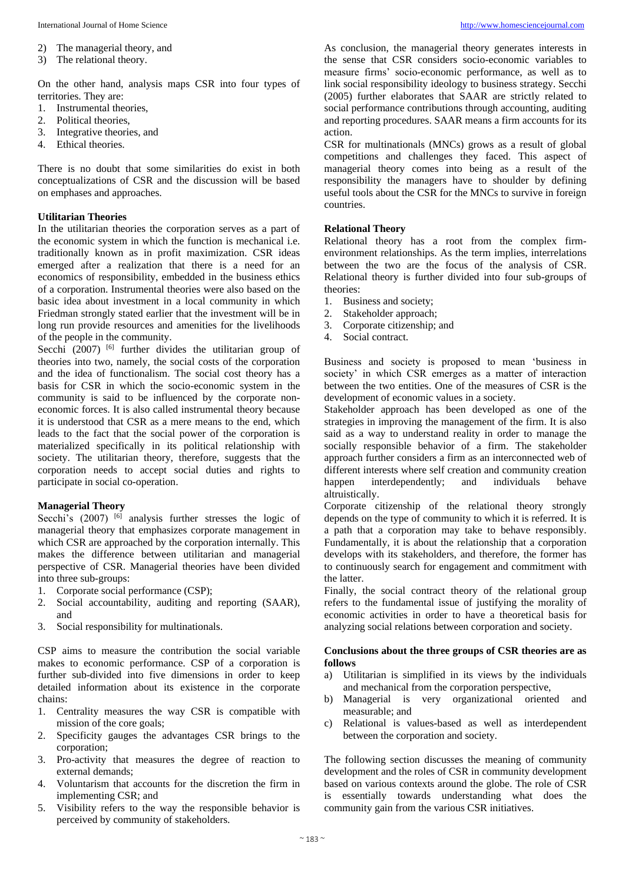2) The managerial theory, and
3) The relational theory.

On the other hand, analysis maps CSR into four types of territories. They are:

1. Instrumental theories,
2. Political theories,
3. Integrative theories, and
4. Ethical theories.

There is no doubt that some similarities do exist in both conceptualizations of CSR and the discussion will be based on emphases and approaches.

### Utilitarian Theories

In the utilitarian theories the corporation serves as a part of the economic system in which the function is mechanical i.e. traditionally known as in profit maximization. CSR ideas emerged after a realization that there is a need for an economics of responsibility, embedded in the business ethics of a corporation. Instrumental theories were also based on the basic idea about investment in a local community in which Friedman strongly stated earlier that the investment will be in long run provide resources and amenities for the livelihoods of the people in the community.

Secchi (2007) [6] further divides the utilitarian group of theories into two, namely, the social costs of the corporation and the idea of functionalism. The social cost theory has a basis for CSR in which the socio-economic system in the community is said to be influenced by the corporate non-economic forces. It is also called instrumental theory because it is understood that CSR as a mere means to the end, which leads to the fact that the social power of the corporation is materialized specifically in its political relationship with society. The utilitarian theory, therefore, suggests that the corporation needs to accept social duties and rights to participate in social co-operation.

### Managerial Theory

Secchi's (2007) [6] analysis further stresses the logic of managerial theory that emphasizes corporate management in which CSR are approached by the corporation internally. This makes the difference between utilitarian and managerial perspective of CSR. Managerial theories have been divided into three sub-groups:

1. Corporate social performance (CSP);
2. Social accountability, auditing and reporting (SAAR), and
3. Social responsibility for multinationals.

CSP aims to measure the contribution the social variable makes to economic performance. CSP of a corporation is further sub-divided into five dimensions in order to keep detailed information about its existence in the corporate chains:

1. Centrality measures the way CSR is compatible with mission of the core goals;
2. Specificity gauges the advantages CSR brings to the corporation;
3. Pro-activity that measures the degree of reaction to external demands;
4. Voluntarism that accounts for the discretion the firm in implementing CSR; and
5. Visibility refers to the way the responsible behavior is perceived by community of stakeholders.

As conclusion, the managerial theory generates interests in the sense that CSR considers socio-economic variables to measure firms' socio-economic performance, as well as to link social responsibility ideology to business strategy. Secchi (2005) further elaborates that SAAR are strictly related to social performance contributions through accounting, auditing and reporting procedures. SAAR means a firm accounts for its action.

CSR for multinationals (MNCs) grows as a result of global competitions and challenges they faced. This aspect of managerial theory comes into being as a result of the responsibility the managers have to shoulder by defining useful tools about the CSR for the MNCs to survive in foreign countries.

### Relational Theory

Relational theory has a root from the complex firm-environment relationships. As the term implies, interrelations between the two are the focus of the analysis of CSR. Relational theory is further divided into four sub-groups of theories:

1. Business and society;
2. Stakeholder approach;
3. Corporate citizenship; and
4. Social contract.

Business and society is proposed to mean 'business in society' in which CSR emerges as a matter of interaction between the two entities. One of the measures of CSR is the development of economic values in a society.

Stakeholder approach has been developed as one of the strategies in improving the management of the firm. It is also said as a way to understand reality in order to manage the socially responsible behavior of a firm. The stakeholder approach further considers a firm as an interconnected web of different interests where self creation and community creation happen interdependently; and individuals behave altruistically.

Corporate citizenship of the relational theory strongly depends on the type of community to which it is referred. It is a path that a corporation may take to behave responsibly. Fundamentally, it is about the relationship that a corporation develops with its stakeholders, and therefore, the former has to continuously search for engagement and commitment with the latter.

Finally, the social contract theory of the relational group refers to the fundamental issue of justifying the morality of economic activities in order to have a theoretical basis for analyzing social relations between corporation and society.

### Conclusions about the three groups of CSR theories are as follows

a) Utilitarian is simplified in its views by the individuals and mechanical from the corporation perspective,
b) Managerial is very organizational oriented and measurable; and
c) Relational is values-based as well as interdependent between the corporation and society.

The following section discusses the meaning of community development and the roles of CSR in community development based on various contexts around the globe. The role of CSR is essentially towards understanding what does the community gain from the various CSR initiatives.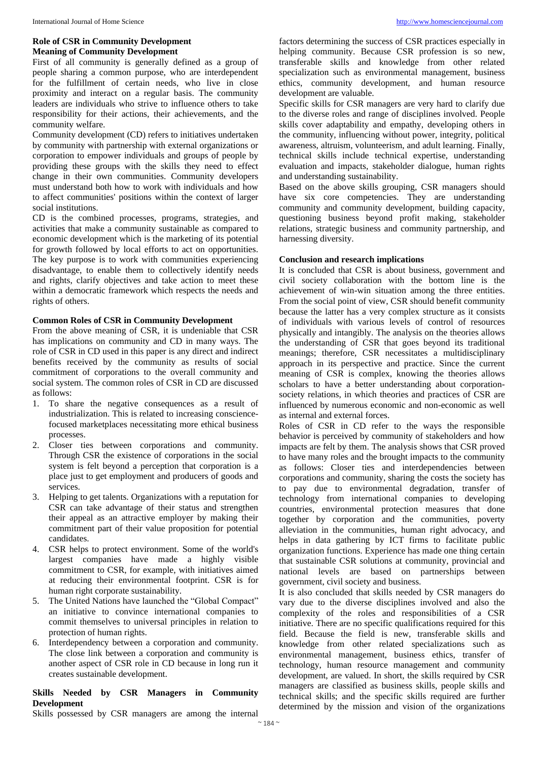## Role of CSR in Community Development

### Meaning of Community Development

First of all community is generally defined as a group of people sharing a common purpose, who are interdependent for the fulfillment of certain needs, who live in close proximity and interact on a regular basis. The community leaders are individuals who strive to influence others to take responsibility for their actions, their achievements, and the community welfare.

Community development (CD) refers to initiatives undertaken by community with partnership with external organizations or corporation to empower individuals and groups of people by providing these groups with the skills they need to effect change in their own communities. Community developers must understand both how to work with individuals and how to affect communities' positions within the context of larger social institutions.

CD is the combined processes, programs, strategies, and activities that make a community sustainable as compared to economic development which is the marketing of its potential for growth followed by local efforts to act on opportunities. The key purpose is to work with communities experiencing disadvantage, to enable them to collectively identify needs and rights, clarify objectives and take action to meet these within a democratic framework which respects the needs and rights of others.

### Common Roles of CSR in Community Development

From the above meaning of CSR, it is undeniable that CSR has implications on community and CD in many ways. The role of CSR in CD used in this paper is any direct and indirect benefits received by the community as results of social commitment of corporations to the overall community and social system. The common roles of CSR in CD are discussed as follows:

1. To share the negative consequences as a result of industrialization. This is related to increasing conscience-focused marketplaces necessitating more ethical business processes.
2. Closer ties between corporations and community. Through CSR the existence of corporations in the social system is felt beyond a perception that corporation is a place just to get employment and producers of goods and services.
3. Helping to get talents. Organizations with a reputation for CSR can take advantage of their status and strengthen their appeal as an attractive employer by making their commitment part of their value proposition for potential candidates.
4. CSR helps to protect environment. Some of the world's largest companies have made a highly visible commitment to CSR, for example, with initiatives aimed at reducing their environmental footprint. CSR is for human right corporate sustainability.
5. The United Nations have launched the "Global Compact" an initiative to convince international companies to commit themselves to universal principles in relation to protection of human rights.
6. Interdependency between a corporation and community. The close link between a corporation and community is another aspect of CSR role in CD because in long run it creates sustainable development.

### Skills Needed by CSR Managers in Community Development

Skills possessed by CSR managers are among the internal factors determining the success of CSR practices especially in helping community. Because CSR profession is so new, transferable skills and knowledge from other related specialization such as environmental management, business ethics, community development, and human resource development are valuable.

Specific skills for CSR managers are very hard to clarify due to the diverse roles and range of disciplines involved. People skills cover adaptability and empathy, developing others in the community, influencing without power, integrity, political awareness, altruism, volunteerism, and adult learning. Finally, technical skills include technical expertise, understanding evaluation and impacts, stakeholder dialogue, human rights and understanding sustainability.

Based on the above skills grouping, CSR managers should have six core competencies. They are understanding community and community development, building capacity, questioning business beyond profit making, stakeholder relations, strategic business and community partnership, and harnessing diversity.

## Conclusion and research implications

It is concluded that CSR is about business, government and civil society collaboration with the bottom line is the achievement of win-win situation among the three entities. From the social point of view, CSR should benefit community because the latter has a very complex structure as it consists of individuals with various levels of control of resources physically and intangibly. The analysis on the theories allows the understanding of CSR that goes beyond its traditional meanings; therefore, CSR necessitates a multidisciplinary approach in its perspective and practice. Since the current meaning of CSR is complex, knowing the theories allows scholars to have a better understanding about corporation-society relations, in which theories and practices of CSR are influenced by numerous economic and non-economic as well as internal and external forces.

Roles of CSR in CD refer to the ways the responsible behavior is perceived by community of stakeholders and how impacts are felt by them. The analysis shows that CSR proved to have many roles and the brought impacts to the community as follows: Closer ties and interdependencies between corporations and community, sharing the costs the society has to pay due to environmental degradation, transfer of technology from international companies to developing countries, environmental protection measures that done together by corporation and the communities, poverty alleviation in the communities, human right advocacy, and helps in data gathering by ICT firms to facilitate public organization functions. Experience has made one thing certain that sustainable CSR solutions at community, provincial and national levels are based on partnerships between government, civil society and business.

It is also concluded that skills needed by CSR managers do vary due to the diverse disciplines involved and also the complexity of the roles and responsibilities of a CSR initiative. There are no specific qualifications required for this field. Because the field is new, transferable skills and knowledge from other related specializations such as environmental management, business ethics, transfer of technology, human resource management and community development, are valued. In short, the skills required by CSR managers are classified as business skills, people skills and technical skills; and the specific skills required are further determined by the mission and vision of the organizations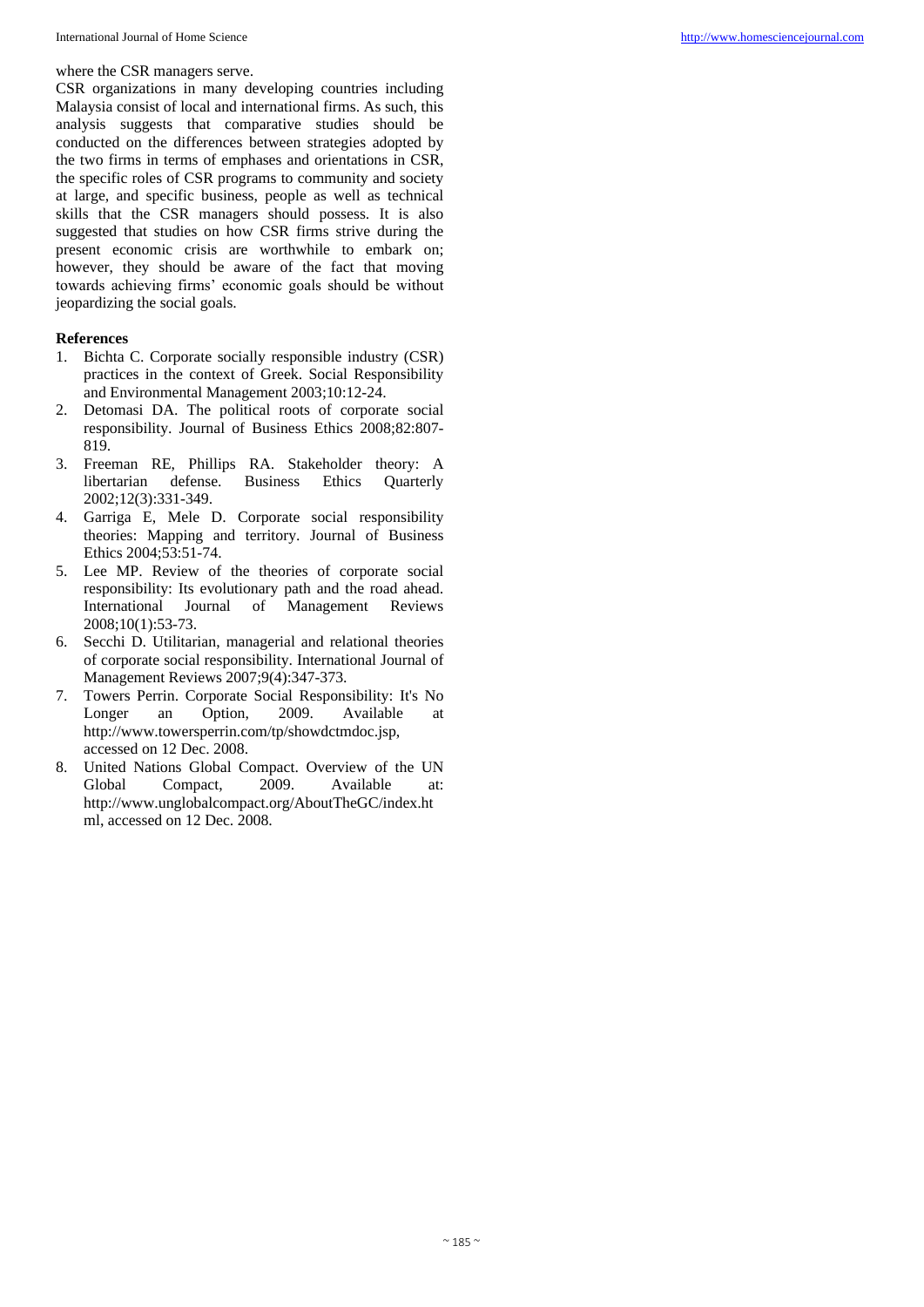where the CSR managers serve.

CSR organizations in many developing countries including Malaysia consist of local and international firms. As such, this analysis suggests that comparative studies should be conducted on the differences between strategies adopted by the two firms in terms of emphases and orientations in CSR, the specific roles of CSR programs to community and society at large, and specific business, people as well as technical skills that the CSR managers should possess. It is also suggested that studies on how CSR firms strive during the present economic crisis are worthwhile to embark on; however, they should be aware of the fact that moving towards achieving firms' economic goals should be without jeopardizing the social goals.

## References

1. Bichta C. Corporate socially responsible industry (CSR) practices in the context of Greek. Social Responsibility and Environmental Management 2003;10:12-24.
2. Detomasi DA. The political roots of corporate social responsibility. Journal of Business Ethics 2008;82:807-819.
3. Freeman RE, Phillips RA. Stakeholder theory: A libertarian defense. Business Ethics Quarterly 2002;12(3):331-349.
4. Garriga E, Mele D. Corporate social responsibility theories: Mapping and territory. Journal of Business Ethics 2004;53:51-74.
5. Lee MP. Review of the theories of corporate social responsibility: Its evolutionary path and the road ahead. International Journal of Management Reviews 2008;10(1):53-73.
6. Secchi D. Utilitarian, managerial and relational theories of corporate social responsibility. International Journal of Management Reviews 2007;9(4):347-373.
7. Towers Perrin. Corporate Social Responsibility: It's No Longer an Option, 2009. Available at http://www.towersperrin.com/tp/showdctmdoc.jsp, accessed on 12 Dec. 2008.
8. United Nations Global Compact. Overview of the UN Global Compact, 2009. Available at: http://www.unglobalcompact.org/AboutTheGC/index.html, accessed on 12 Dec. 2008.